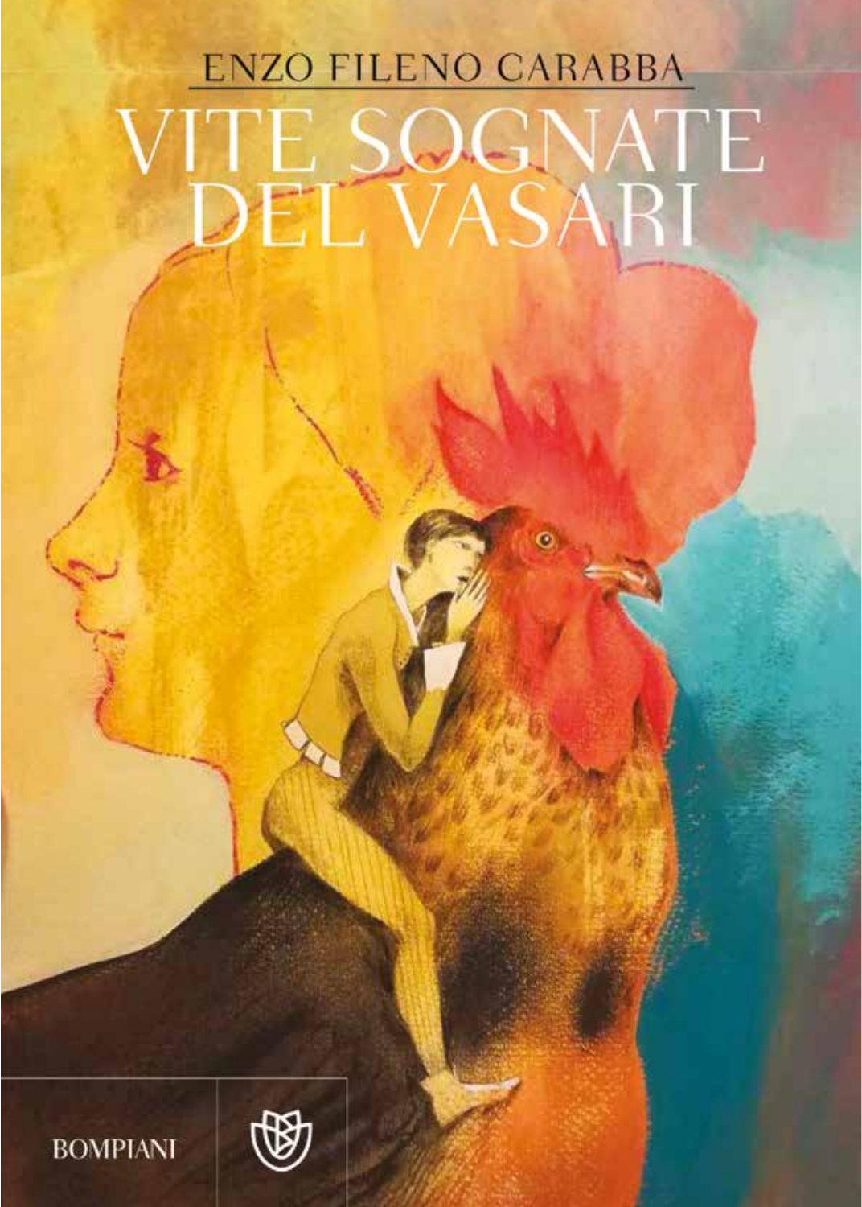ENZO FILENO CARABBA

# VITE SOGNATE DEL VASARI

BOMPIANI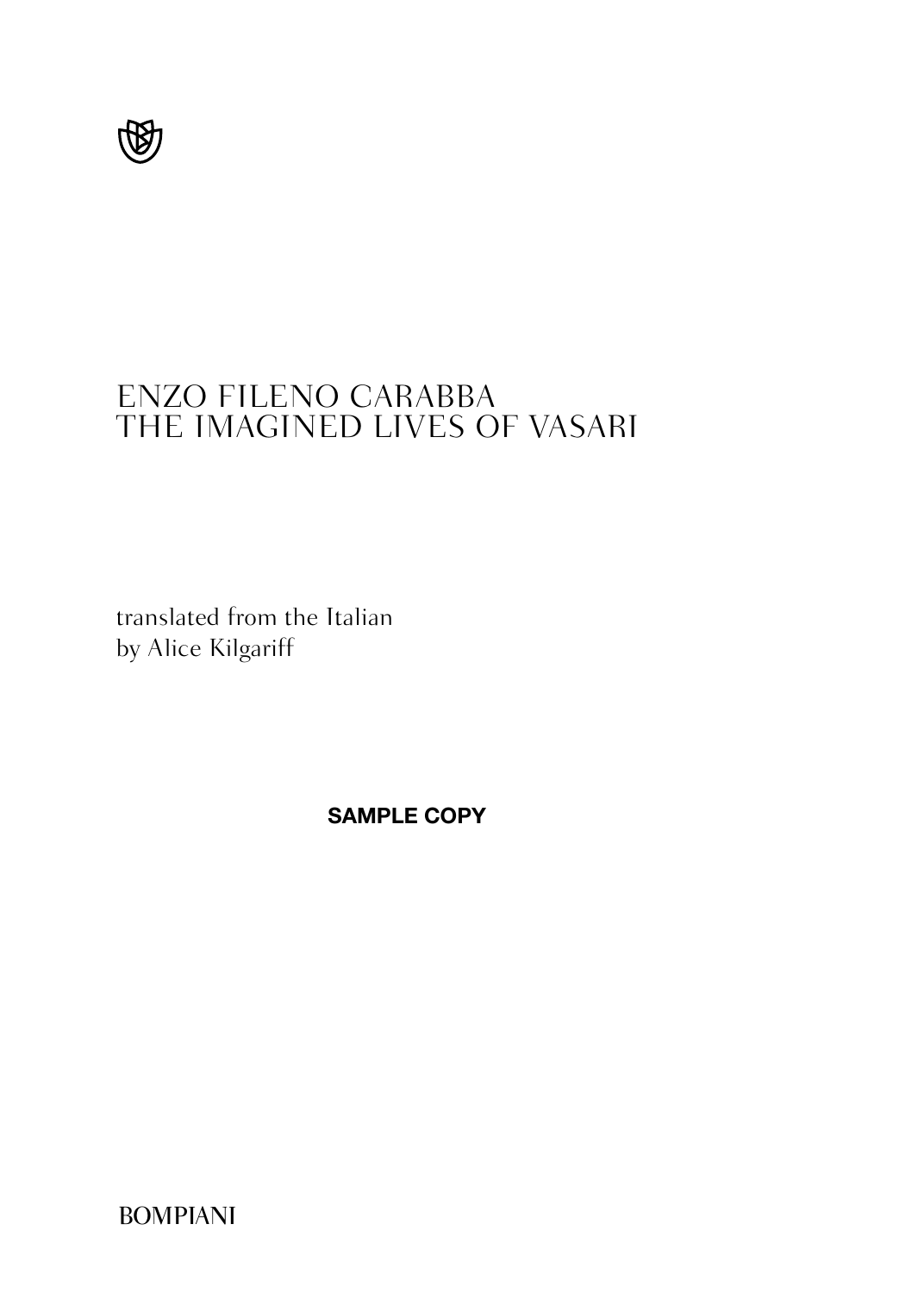ENZO FILENO CARABBA

# THE IMAGINED LIVES OF VASARI

translated from the Italian
by Alice Kilgariff

**SAMPLE COPY**

BOMPIANI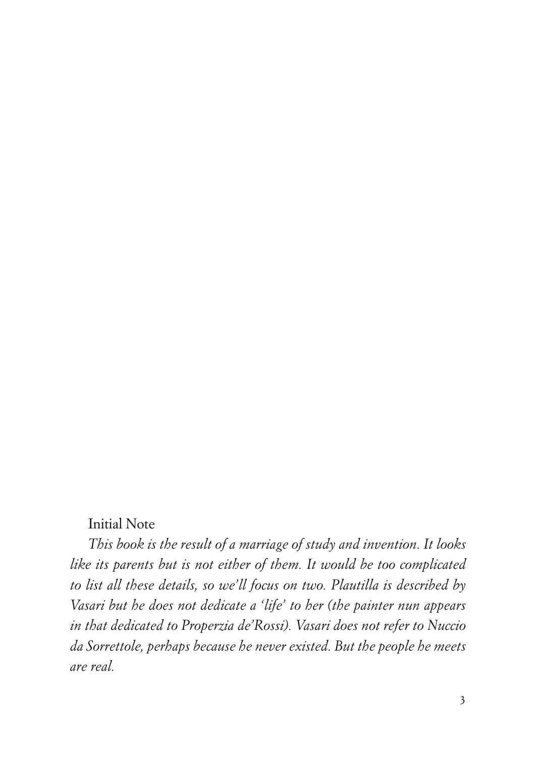## Initial Note

*This book is the result of a marriage of study and invention. It looks like its parents but is not either of them. It would be too complicated to list all these details, so we'll focus on two. Plautilla is described by Vasari but he does not dedicate a 'life' to her (the painter nun appears in that dedicated to Properzia de'Rossi). Vasari does not refer to Nuccio da Sorrettole, perhaps because he never existed. But the people he meets are real.*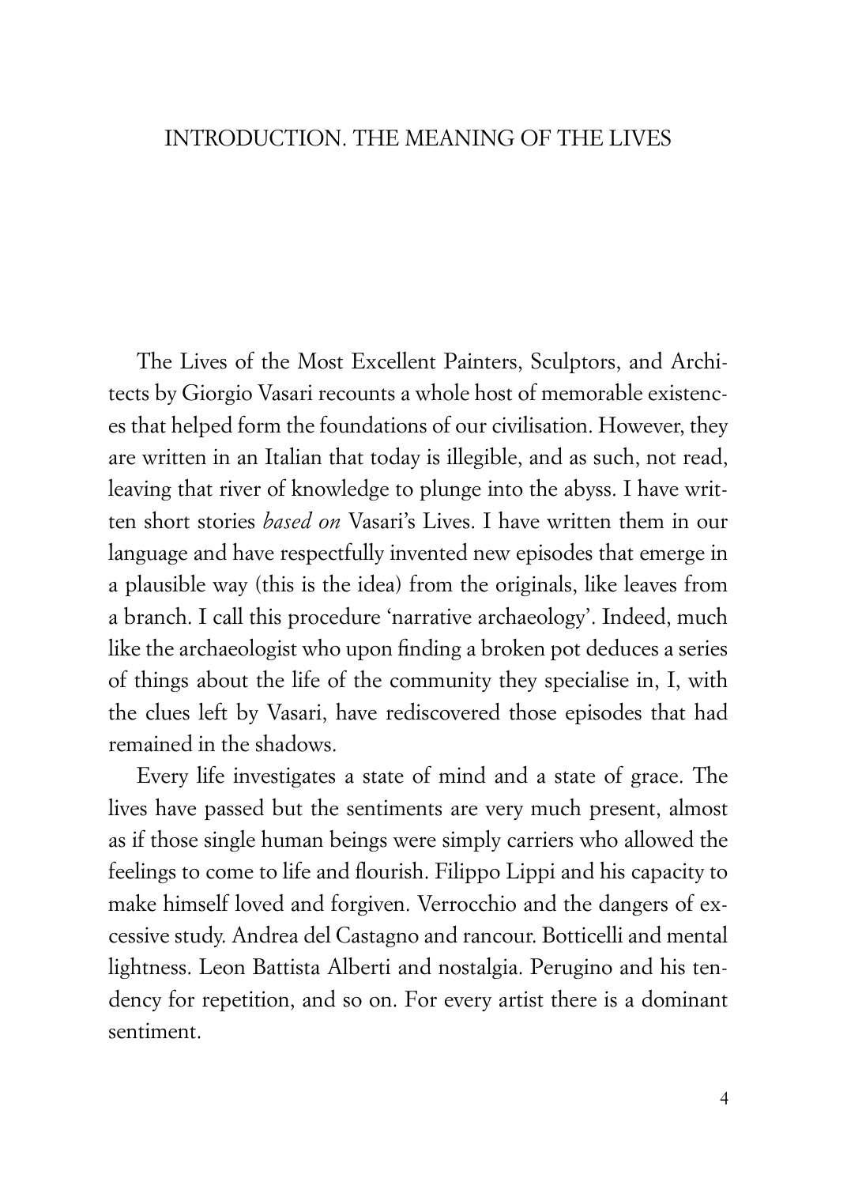# INTRODUCTION. THE MEANING OF THE LIVES

The Lives of the Most Excellent Painters, Sculptors, and Architects by Giorgio Vasari recounts a whole host of memorable existences that helped form the foundations of our civilisation. However, they are written in an Italian that today is illegible, and as such, not read, leaving that river of knowledge to plunge into the abyss. I have written short stories *based on* Vasari's Lives. I have written them in our language and have respectfully invented new episodes that emerge in a plausible way (this is the idea) from the originals, like leaves from a branch. I call this procedure 'narrative archaeology'. Indeed, much like the archaeologist who upon finding a broken pot deduces a series of things about the life of the community they specialise in, I, with the clues left by Vasari, have rediscovered those episodes that had remained in the shadows.

Every life investigates a state of mind and a state of grace. The lives have passed but the sentiments are very much present, almost as if those single human beings were simply carriers who allowed the feelings to come to life and flourish. Filippo Lippi and his capacity to make himself loved and forgiven. Verrocchio and the dangers of excessive study. Andrea del Castagno and rancour. Botticelli and mental lightness. Leon Battista Alberti and nostalgia. Perugino and his tendency for repetition, and so on. For every artist there is a dominant sentiment.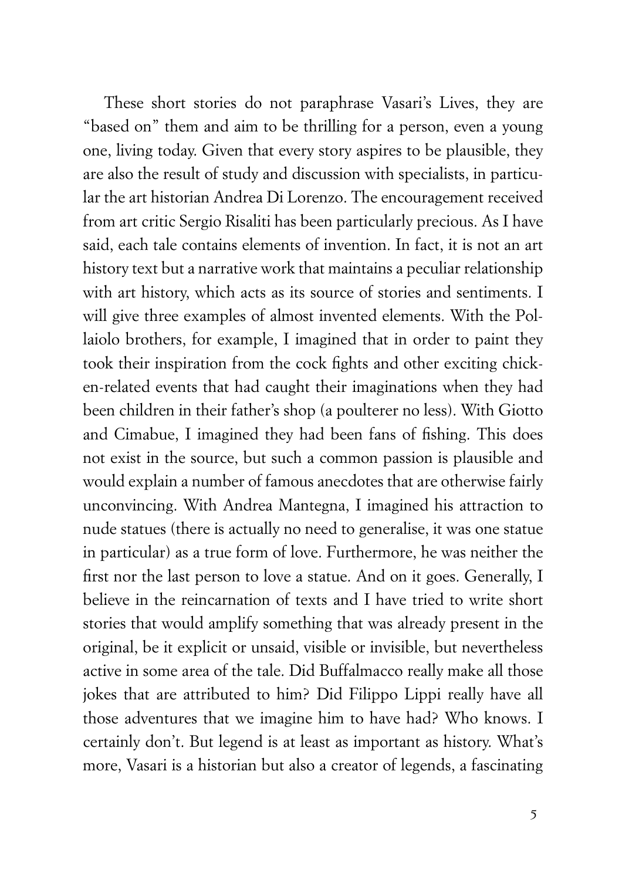These short stories do not paraphrase Vasari's Lives, they are "based on" them and aim to be thrilling for a person, even a young one, living today. Given that every story aspires to be plausible, they are also the result of study and discussion with specialists, in particular the art historian Andrea Di Lorenzo. The encouragement received from art critic Sergio Risaliti has been particularly precious. As I have said, each tale contains elements of invention. In fact, it is not an art history text but a narrative work that maintains a peculiar relationship with art history, which acts as its source of stories and sentiments. I will give three examples of almost invented elements. With the Pollaiolo brothers, for example, I imagined that in order to paint they took their inspiration from the cock fights and other exciting chicken-related events that had caught their imaginations when they had been children in their father's shop (a poulterer no less). With Giotto and Cimabue, I imagined they had been fans of fishing. This does not exist in the source, but such a common passion is plausible and would explain a number of famous anecdotes that are otherwise fairly unconvincing. With Andrea Mantegna, I imagined his attraction to nude statues (there is actually no need to generalise, it was one statue in particular) as a true form of love. Furthermore, he was neither the first nor the last person to love a statue. And on it goes. Generally, I believe in the reincarnation of texts and I have tried to write short stories that would amplify something that was already present in the original, be it explicit or unsaid, visible or invisible, but nevertheless active in some area of the tale. Did Buffalmacco really make all those jokes that are attributed to him? Did Filippo Lippi really have all those adventures that we imagine him to have had? Who knows. I certainly don't. But legend is at least as important as history. What's more, Vasari is a historian but also a creator of legends, a fascinating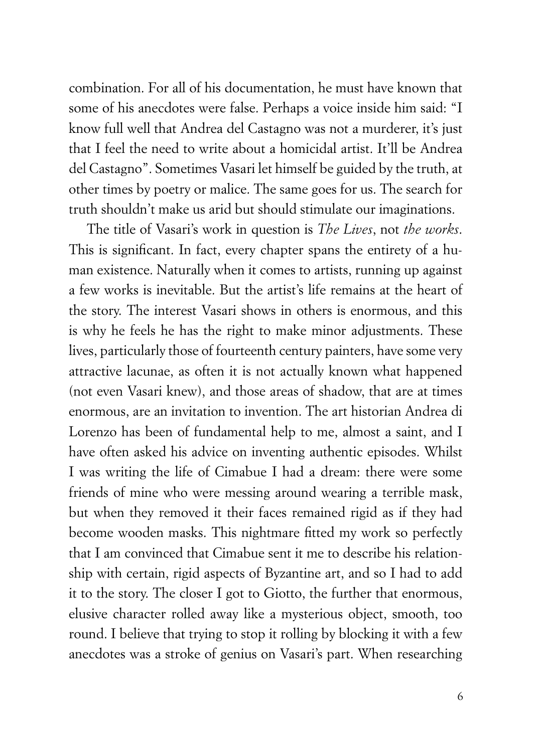combination. For all of his documentation, he must have known that some of his anecdotes were false. Perhaps a voice inside him said: "I know full well that Andrea del Castagno was not a murderer, it's just that I feel the need to write about a homicidal artist. It'll be Andrea del Castagno". Sometimes Vasari let himself be guided by the truth, at other times by poetry or malice. The same goes for us. The search for truth shouldn't make us arid but should stimulate our imaginations.

The title of Vasari's work in question is *The Lives*, not *the works*. This is significant. In fact, every chapter spans the entirety of a human existence. Naturally when it comes to artists, running up against a few works is inevitable. But the artist's life remains at the heart of the story. The interest Vasari shows in others is enormous, and this is why he feels he has the right to make minor adjustments. These lives, particularly those of fourteenth century painters, have some very attractive lacunae, as often it is not actually known what happened (not even Vasari knew), and those areas of shadow, that are at times enormous, are an invitation to invention. The art historian Andrea di Lorenzo has been of fundamental help to me, almost a saint, and I have often asked his advice on inventing authentic episodes. Whilst I was writing the life of Cimabue I had a dream: there were some friends of mine who were messing around wearing a terrible mask, but when they removed it their faces remained rigid as if they had become wooden masks. This nightmare fitted my work so perfectly that I am convinced that Cimabue sent it me to describe his relationship with certain, rigid aspects of Byzantine art, and so I had to add it to the story. The closer I got to Giotto, the further that enormous, elusive character rolled away like a mysterious object, smooth, too round. I believe that trying to stop it rolling by blocking it with a few anecdotes was a stroke of genius on Vasari's part. When researching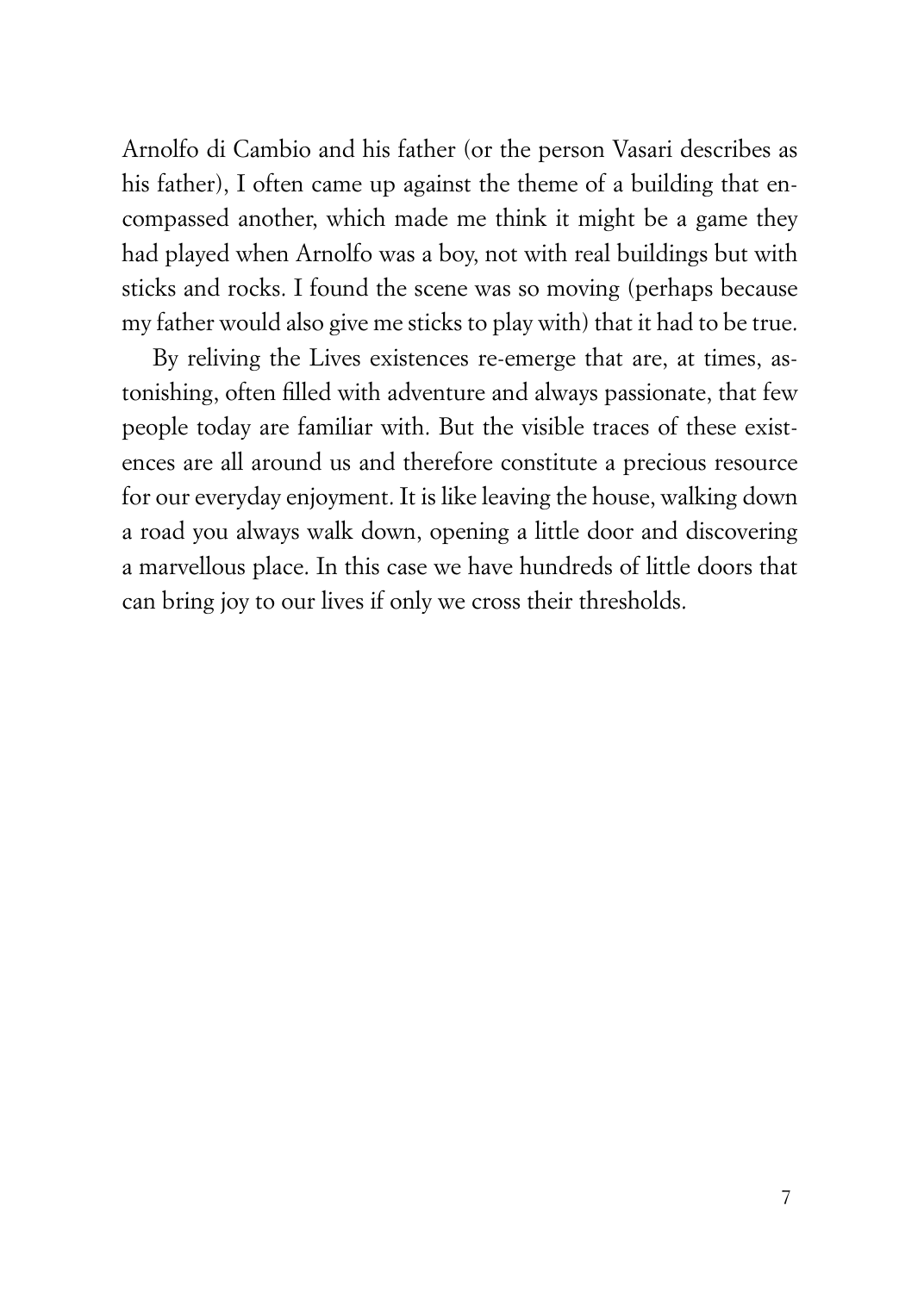Arnolfo di Cambio and his father (or the person Vasari describes as his father), I often came up against the theme of a building that encompassed another, which made me think it might be a game they had played when Arnolfo was a boy, not with real buildings but with sticks and rocks. I found the scene was so moving (perhaps because my father would also give me sticks to play with) that it had to be true.

By reliving the Lives existences re-emerge that are, at times, astonishing, often filled with adventure and always passionate, that few people today are familiar with. But the visible traces of these existences are all around us and therefore constitute a precious resource for our everyday enjoyment. It is like leaving the house, walking down a road you always walk down, opening a little door and discovering a marvellous place. In this case we have hundreds of little doors that can bring joy to our lives if only we cross their thresholds.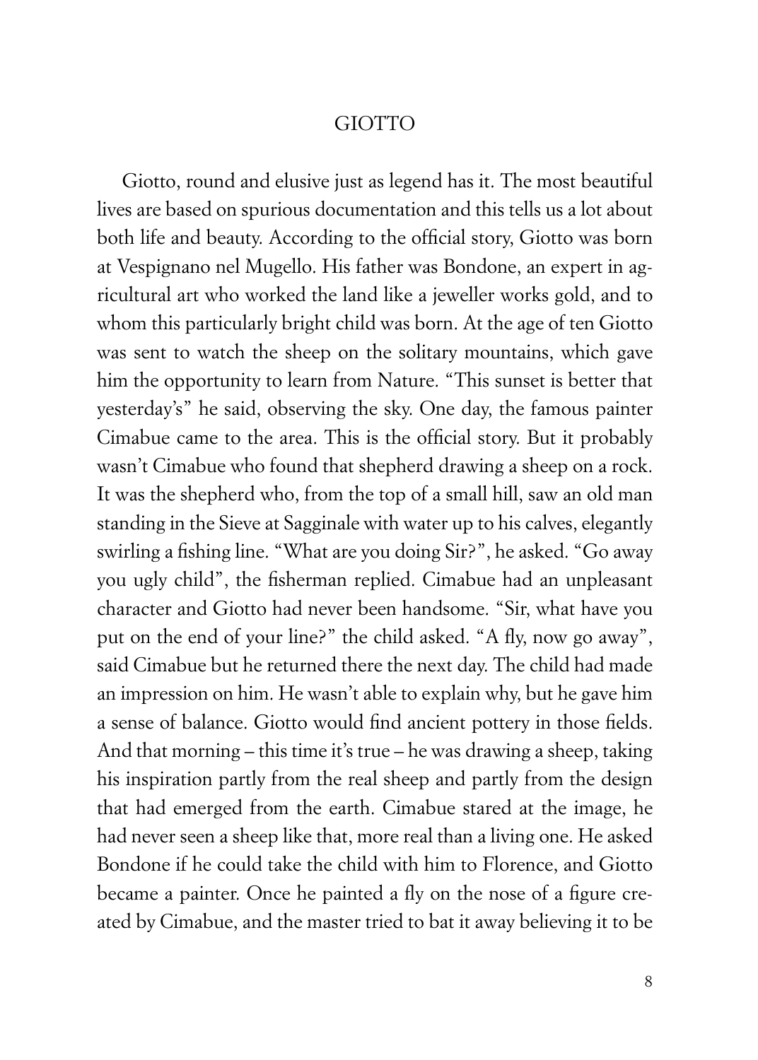# GIOTTO

Giotto, round and elusive just as legend has it. The most beautiful lives are based on spurious documentation and this tells us a lot about both life and beauty. According to the official story, Giotto was born at Vespignano nel Mugello. His father was Bondone, an expert in agricultural art who worked the land like a jeweller works gold, and to whom this particularly bright child was born. At the age of ten Giotto was sent to watch the sheep on the solitary mountains, which gave him the opportunity to learn from Nature. "This sunset is better that yesterday's" he said, observing the sky. One day, the famous painter Cimabue came to the area. This is the official story. But it probably wasn't Cimabue who found that shepherd drawing a sheep on a rock. It was the shepherd who, from the top of a small hill, saw an old man standing in the Sieve at Sagginale with water up to his calves, elegantly swirling a fishing line. "What are you doing Sir?", he asked. "Go away you ugly child", the fisherman replied. Cimabue had an unpleasant character and Giotto had never been handsome. "Sir, what have you put on the end of your line?" the child asked. "A fly, now go away", said Cimabue but he returned there the next day. The child had made an impression on him. He wasn't able to explain why, but he gave him a sense of balance. Giotto would find ancient pottery in those fields. And that morning – this time it's true – he was drawing a sheep, taking his inspiration partly from the real sheep and partly from the design that had emerged from the earth. Cimabue stared at the image, he had never seen a sheep like that, more real than a living one. He asked Bondone if he could take the child with him to Florence, and Giotto became a painter. Once he painted a fly on the nose of a figure created by Cimabue, and the master tried to bat it away believing it to be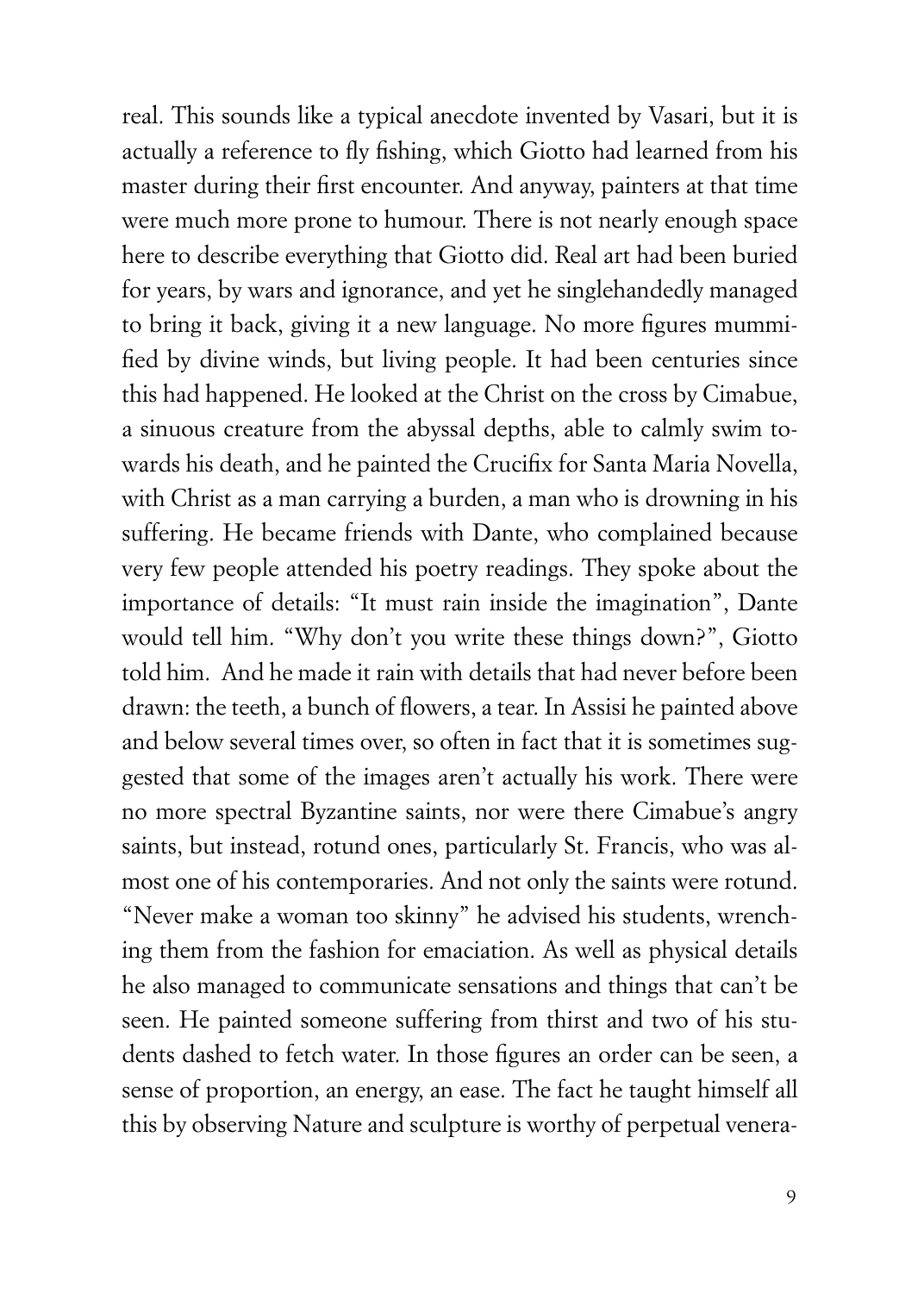real. This sounds like a typical anecdote invented by Vasari, but it is actually a reference to fly fishing, which Giotto had learned from his master during their first encounter. And anyway, painters at that time were much more prone to humour. There is not nearly enough space here to describe everything that Giotto did. Real art had been buried for years, by wars and ignorance, and yet he singlehandedly managed to bring it back, giving it a new language. No more figures mummified by divine winds, but living people. It had been centuries since this had happened. He looked at the Christ on the cross by Cimabue, a sinuous creature from the abyssal depths, able to calmly swim towards his death, and he painted the Crucifix for Santa Maria Novella, with Christ as a man carrying a burden, a man who is drowning in his suffering. He became friends with Dante, who complained because very few people attended his poetry readings. They spoke about the importance of details: "It must rain inside the imagination", Dante would tell him. "Why don't you write these things down?", Giotto told him. And he made it rain with details that had never before been drawn: the teeth, a bunch of flowers, a tear. In Assisi he painted above and below several times over, so often in fact that it is sometimes suggested that some of the images aren't actually his work. There were no more spectral Byzantine saints, nor were there Cimabue's angry saints, but instead, rotund ones, particularly St. Francis, who was almost one of his contemporaries. And not only the saints were rotund. "Never make a woman too skinny" he advised his students, wrenching them from the fashion for emaciation. As well as physical details he also managed to communicate sensations and things that can't be seen. He painted someone suffering from thirst and two of his students dashed to fetch water. In those figures an order can be seen, a sense of proportion, an energy, an ease. The fact he taught himself all this by observing Nature and sculpture is worthy of perpetual venera-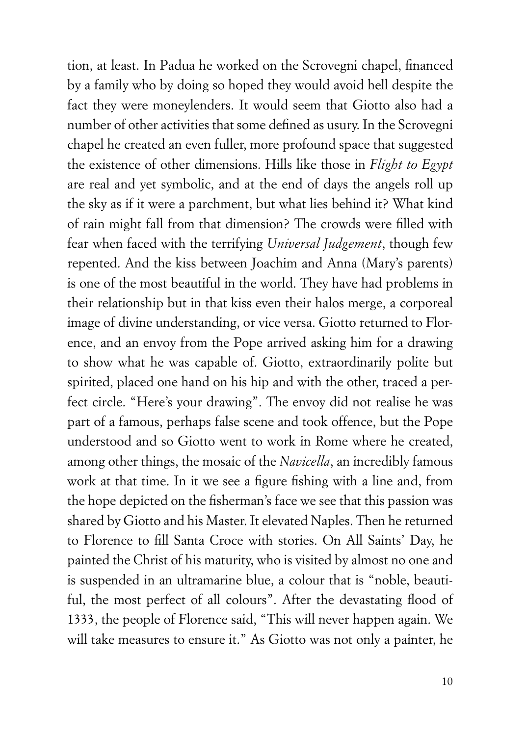tion, at least. In Padua he worked on the Scrovegni chapel, financed by a family who by doing so hoped they would avoid hell despite the fact they were moneylenders. It would seem that Giotto also had a number of other activities that some defined as usury. In the Scrovegni chapel he created an even fuller, more profound space that suggested the existence of other dimensions. Hills like those in *Flight to Egypt* are real and yet symbolic, and at the end of days the angels roll up the sky as if it were a parchment, but what lies behind it? What kind of rain might fall from that dimension? The crowds were filled with fear when faced with the terrifying *Universal Judgement*, though few repented. And the kiss between Joachim and Anna (Mary's parents) is one of the most beautiful in the world. They have had problems in their relationship but in that kiss even their halos merge, a corporeal image of divine understanding, or vice versa. Giotto returned to Florence, and an envoy from the Pope arrived asking him for a drawing to show what he was capable of. Giotto, extraordinarily polite but spirited, placed one hand on his hip and with the other, traced a perfect circle. "Here's your drawing". The envoy did not realise he was part of a famous, perhaps false scene and took offence, but the Pope understood and so Giotto went to work in Rome where he created, among other things, the mosaic of the *Navicella*, an incredibly famous work at that time. In it we see a figure fishing with a line and, from the hope depicted on the fisherman's face we see that this passion was shared by Giotto and his Master. It elevated Naples. Then he returned to Florence to fill Santa Croce with stories. On All Saints' Day, he painted the Christ of his maturity, who is visited by almost no one and is suspended in an ultramarine blue, a colour that is "noble, beautiful, the most perfect of all colours". After the devastating flood of 1333, the people of Florence said, "This will never happen again. We will take measures to ensure it." As Giotto was not only a painter, he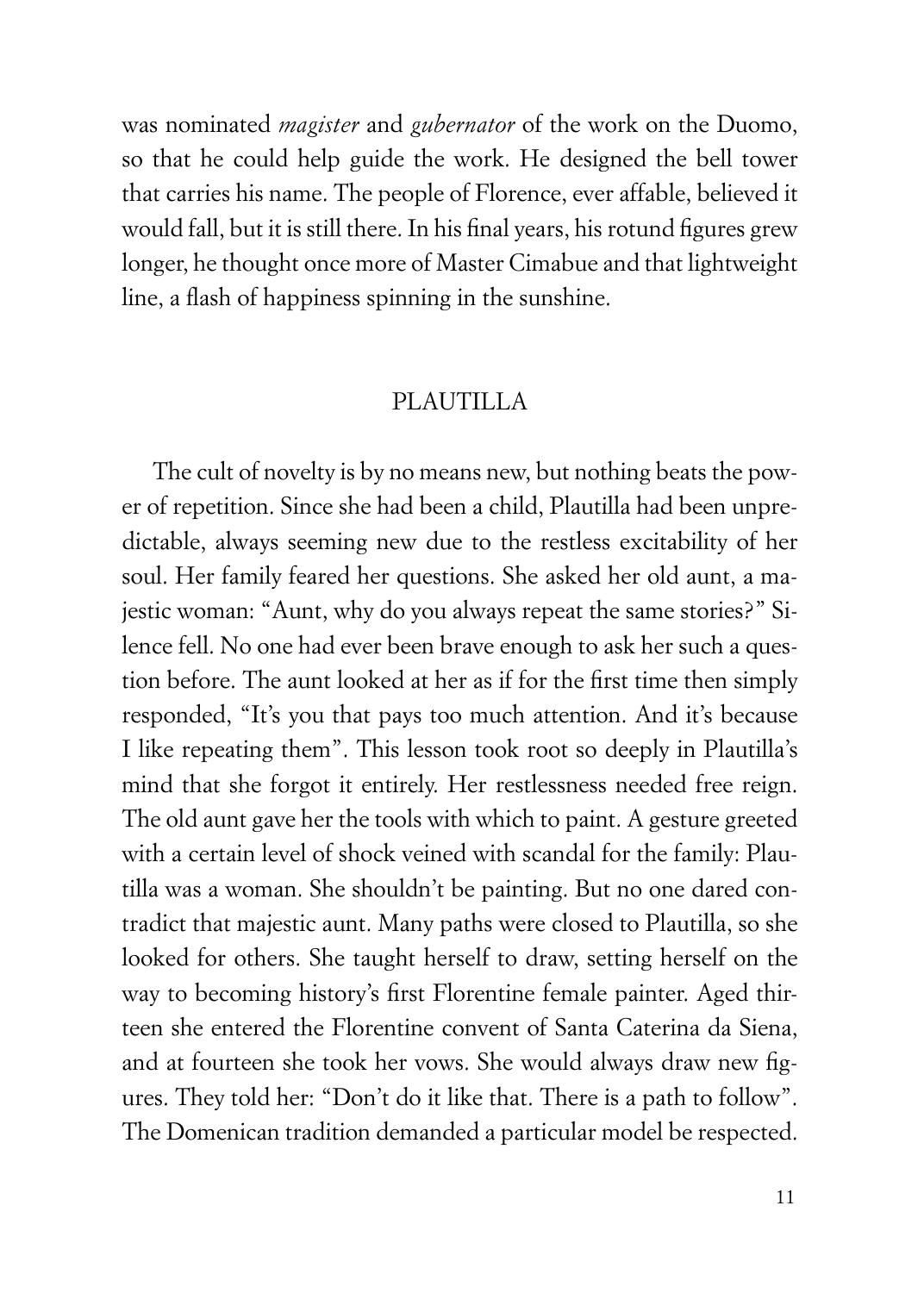was nominated *magister* and *gubernator* of the work on the Duomo, so that he could help guide the work. He designed the bell tower that carries his name. The people of Florence, ever affable, believed it would fall, but it is still there. In his final years, his rotund figures grew longer, he thought once more of Master Cimabue and that lightweight line, a flash of happiness spinning in the sunshine.

## PLAUTILLA

The cult of novelty is by no means new, but nothing beats the power of repetition. Since she had been a child, Plautilla had been unpredictable, always seeming new due to the restless excitability of her soul. Her family feared her questions. She asked her old aunt, a majestic woman: "Aunt, why do you always repeat the same stories?" Silence fell. No one had ever been brave enough to ask her such a question before. The aunt looked at her as if for the first time then simply responded, "It's you that pays too much attention. And it's because I like repeating them". This lesson took root so deeply in Plautilla's mind that she forgot it entirely. Her restlessness needed free reign. The old aunt gave her the tools with which to paint. A gesture greeted with a certain level of shock veined with scandal for the family: Plautilla was a woman. She shouldn't be painting. But no one dared contradict that majestic aunt. Many paths were closed to Plautilla, so she looked for others. She taught herself to draw, setting herself on the way to becoming history's first Florentine female painter. Aged thirteen she entered the Florentine convent of Santa Caterina da Siena, and at fourteen she took her vows. She would always draw new figures. They told her: "Don't do it like that. There is a path to follow". The Domenican tradition demanded a particular model be respected.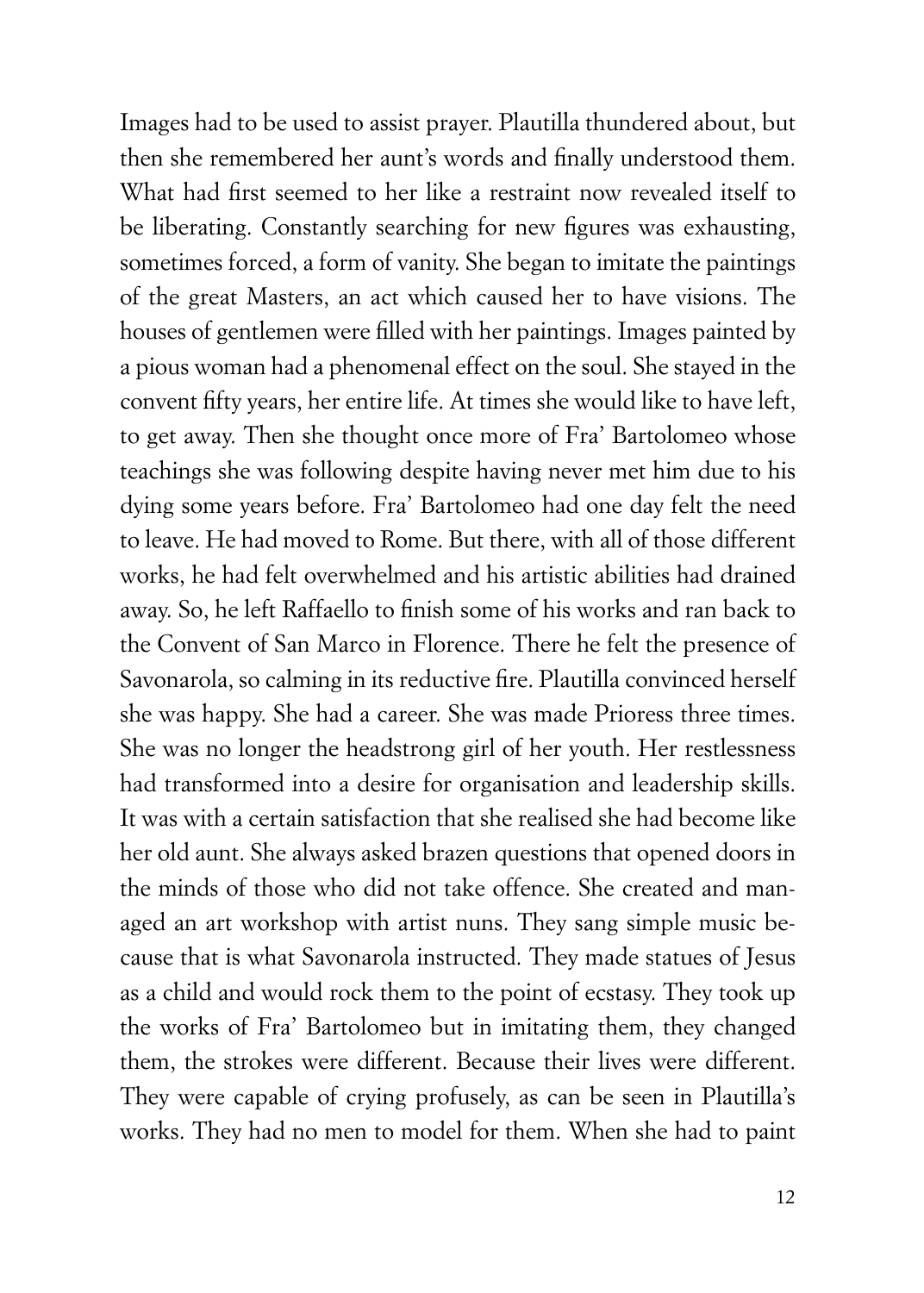Images had to be used to assist prayer. Plautilla thundered about, but then she remembered her aunt's words and finally understood them. What had first seemed to her like a restraint now revealed itself to be liberating. Constantly searching for new figures was exhausting, sometimes forced, a form of vanity. She began to imitate the paintings of the great Masters, an act which caused her to have visions. The houses of gentlemen were filled with her paintings. Images painted by a pious woman had a phenomenal effect on the soul. She stayed in the convent fifty years, her entire life. At times she would like to have left, to get away. Then she thought once more of Fra' Bartolomeo whose teachings she was following despite having never met him due to his dying some years before. Fra' Bartolomeo had one day felt the need to leave. He had moved to Rome. But there, with all of those different works, he had felt overwhelmed and his artistic abilities had drained away. So, he left Raffaello to finish some of his works and ran back to the Convent of San Marco in Florence. There he felt the presence of Savonarola, so calming in its reductive fire. Plautilla convinced herself she was happy. She had a career. She was made Prioress three times. She was no longer the headstrong girl of her youth. Her restlessness had transformed into a desire for organisation and leadership skills. It was with a certain satisfaction that she realised she had become like her old aunt. She always asked brazen questions that opened doors in the minds of those who did not take offence. She created and managed an art workshop with artist nuns. They sang simple music because that is what Savonarola instructed. They made statues of Jesus as a child and would rock them to the point of ecstasy. They took up the works of Fra' Bartolomeo but in imitating them, they changed them, the strokes were different. Because their lives were different. They were capable of crying profusely, as can be seen in Plautilla's works. They had no men to model for them. When she had to paint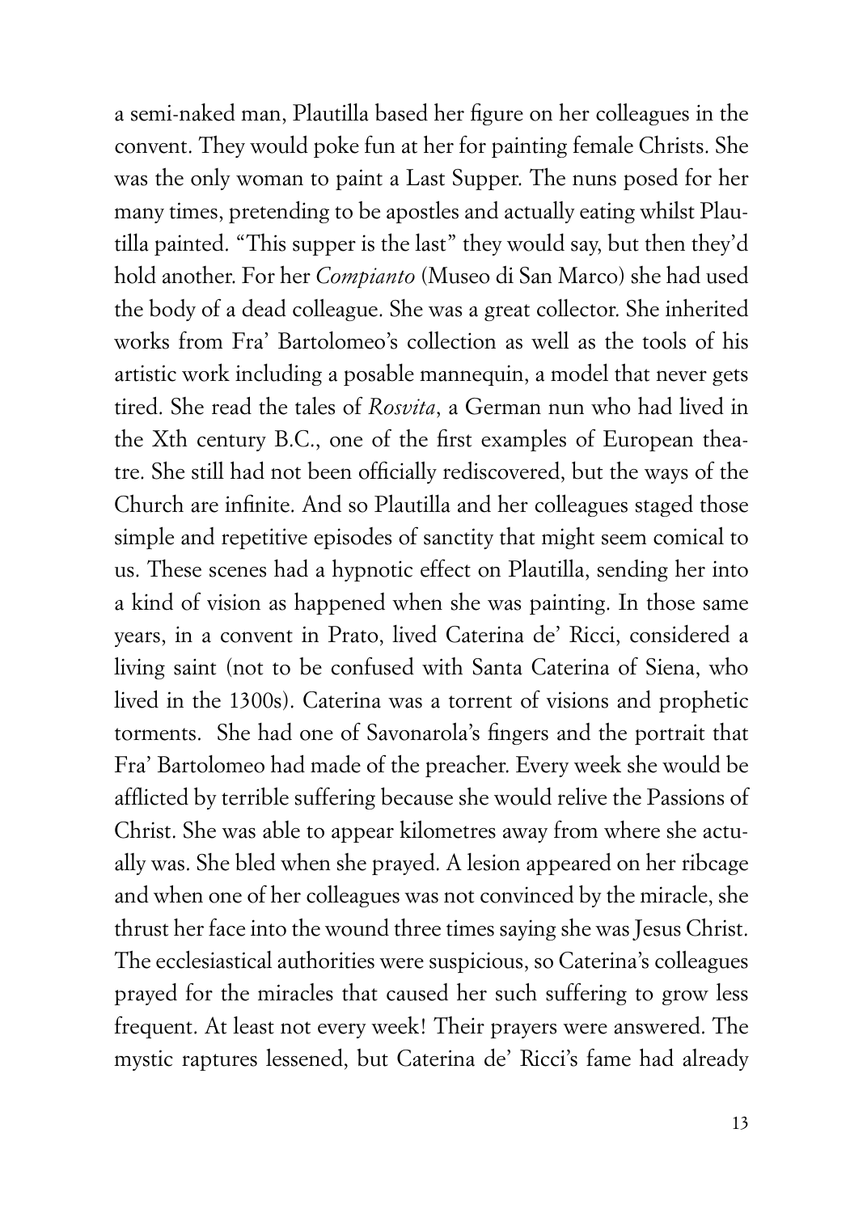a semi-naked man, Plautilla based her figure on her colleagues in the convent. They would poke fun at her for painting female Christs. She was the only woman to paint a Last Supper. The nuns posed for her many times, pretending to be apostles and actually eating whilst Plautilla painted. "This supper is the last" they would say, but then they'd hold another. For her *Compianto* (Museo di San Marco) she had used the body of a dead colleague. She was a great collector. She inherited works from Fra' Bartolomeo's collection as well as the tools of his artistic work including a posable mannequin, a model that never gets tired. She read the tales of *Rosvita*, a German nun who had lived in the Xth century B.C., one of the first examples of European theatre. She still had not been officially rediscovered, but the ways of the Church are infinite. And so Plautilla and her colleagues staged those simple and repetitive episodes of sanctity that might seem comical to us. These scenes had a hypnotic effect on Plautilla, sending her into a kind of vision as happened when she was painting. In those same years, in a convent in Prato, lived Caterina de' Ricci, considered a living saint (not to be confused with Santa Caterina of Siena, who lived in the 1300s). Caterina was a torrent of visions and prophetic torments. She had one of Savonarola's fingers and the portrait that Fra' Bartolomeo had made of the preacher. Every week she would be afflicted by terrible suffering because she would relive the Passions of Christ. She was able to appear kilometres away from where she actually was. She bled when she prayed. A lesion appeared on her ribcage and when one of her colleagues was not convinced by the miracle, she thrust her face into the wound three times saying she was Jesus Christ. The ecclesiastical authorities were suspicious, so Caterina's colleagues prayed for the miracles that caused her such suffering to grow less frequent. At least not every week! Their prayers were answered. The mystic raptures lessened, but Caterina de' Ricci's fame had already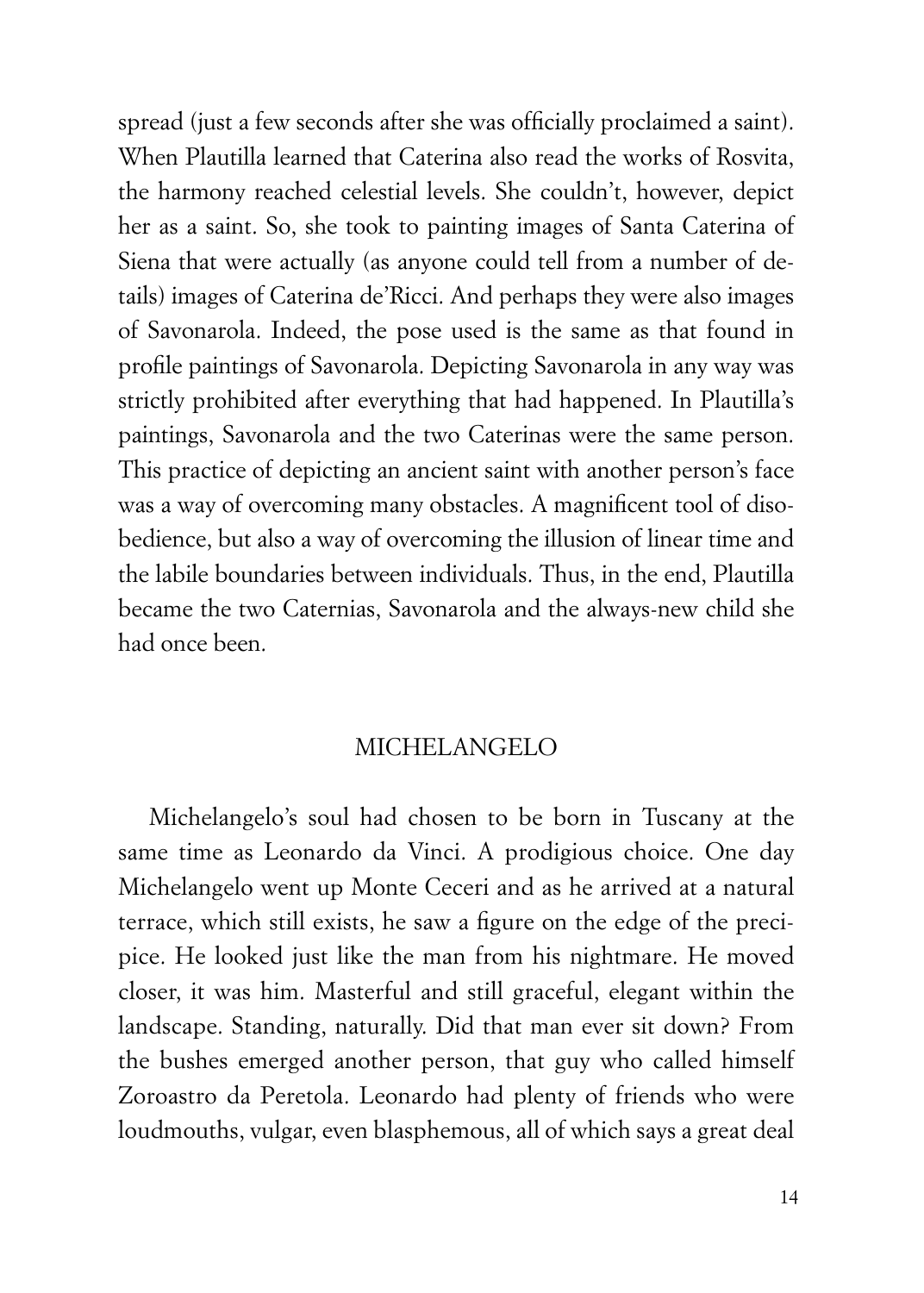spread (just a few seconds after she was officially proclaimed a saint). When Plautilla learned that Caterina also read the works of Rosvita, the harmony reached celestial levels. She couldn't, however, depict her as a saint. So, she took to painting images of Santa Caterina of Siena that were actually (as anyone could tell from a number of details) images of Caterina de'Ricci. And perhaps they were also images of Savonarola. Indeed, the pose used is the same as that found in profile paintings of Savonarola. Depicting Savonarola in any way was strictly prohibited after everything that had happened. In Plautilla's paintings, Savonarola and the two Caterinas were the same person. This practice of depicting an ancient saint with another person's face was a way of overcoming many obstacles. A magnificent tool of disobedience, but also a way of overcoming the illusion of linear time and the labile boundaries between individuals. Thus, in the end, Plautilla became the two Caternias, Savonarola and the always-new child she had once been.

## MICHELANGELO

Michelangelo's soul had chosen to be born in Tuscany at the same time as Leonardo da Vinci. A prodigious choice. One day Michelangelo went up Monte Ceceri and as he arrived at a natural terrace, which still exists, he saw a figure on the edge of the precipice. He looked just like the man from his nightmare. He moved closer, it was him. Masterful and still graceful, elegant within the landscape. Standing, naturally. Did that man ever sit down? From the bushes emerged another person, that guy who called himself Zoroastro da Peretola. Leonardo had plenty of friends who were loudmouths, vulgar, even blasphemous, all of which says a great deal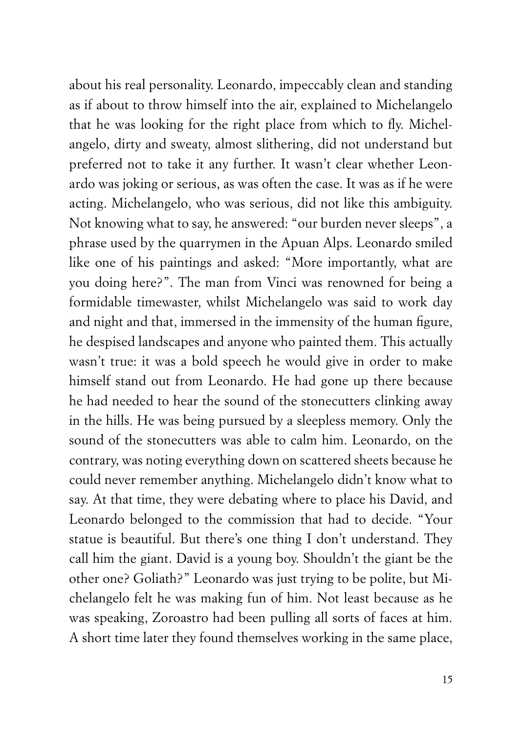about his real personality. Leonardo, impeccably clean and standing as if about to throw himself into the air, explained to Michelangelo that he was looking for the right place from which to fly. Michelangelo, dirty and sweaty, almost slithering, did not understand but preferred not to take it any further. It wasn't clear whether Leonardo was joking or serious, as was often the case. It was as if he were acting. Michelangelo, who was serious, did not like this ambiguity. Not knowing what to say, he answered: "our burden never sleeps", a phrase used by the quarrymen in the Apuan Alps. Leonardo smiled like one of his paintings and asked: "More importantly, what are you doing here?". The man from Vinci was renowned for being a formidable timewaster, whilst Michelangelo was said to work day and night and that, immersed in the immensity of the human figure, he despised landscapes and anyone who painted them. This actually wasn't true: it was a bold speech he would give in order to make himself stand out from Leonardo. He had gone up there because he had needed to hear the sound of the stonecutters clinking away in the hills. He was being pursued by a sleepless memory. Only the sound of the stonecutters was able to calm him. Leonardo, on the contrary, was noting everything down on scattered sheets because he could never remember anything. Michelangelo didn't know what to say. At that time, they were debating where to place his David, and Leonardo belonged to the commission that had to decide. "Your statue is beautiful. But there's one thing I don't understand. They call him the giant. David is a young boy. Shouldn't the giant be the other one? Goliath?" Leonardo was just trying to be polite, but Michelangelo felt he was making fun of him. Not least because as he was speaking, Zoroastro had been pulling all sorts of faces at him. A short time later they found themselves working in the same place,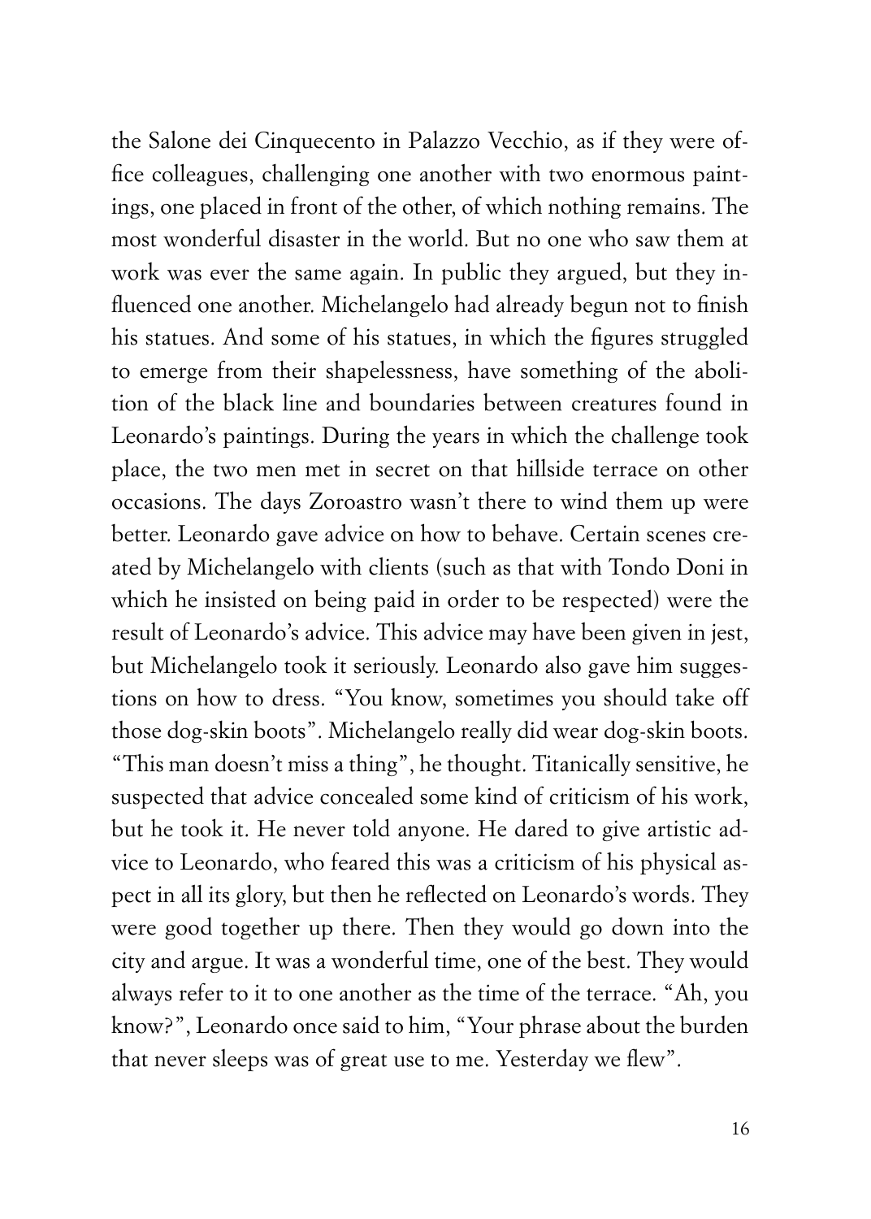the Salone dei Cinquecento in Palazzo Vecchio, as if they were office colleagues, challenging one another with two enormous paintings, one placed in front of the other, of which nothing remains. The most wonderful disaster in the world. But no one who saw them at work was ever the same again. In public they argued, but they influenced one another. Michelangelo had already begun not to finish his statues. And some of his statues, in which the figures struggled to emerge from their shapelessness, have something of the abolition of the black line and boundaries between creatures found in Leonardo's paintings. During the years in which the challenge took place, the two men met in secret on that hillside terrace on other occasions. The days Zoroastro wasn't there to wind them up were better. Leonardo gave advice on how to behave. Certain scenes created by Michelangelo with clients (such as that with Tondo Doni in which he insisted on being paid in order to be respected) were the result of Leonardo's advice. This advice may have been given in jest, but Michelangelo took it seriously. Leonardo also gave him suggestions on how to dress. "You know, sometimes you should take off those dog-skin boots". Michelangelo really did wear dog-skin boots. "This man doesn't miss a thing", he thought. Titanically sensitive, he suspected that advice concealed some kind of criticism of his work, but he took it. He never told anyone. He dared to give artistic advice to Leonardo, who feared this was a criticism of his physical aspect in all its glory, but then he reflected on Leonardo's words. They were good together up there. Then they would go down into the city and argue. It was a wonderful time, one of the best. They would always refer to it to one another as the time of the terrace. "Ah, you know?", Leonardo once said to him, "Your phrase about the burden that never sleeps was of great use to me. Yesterday we flew".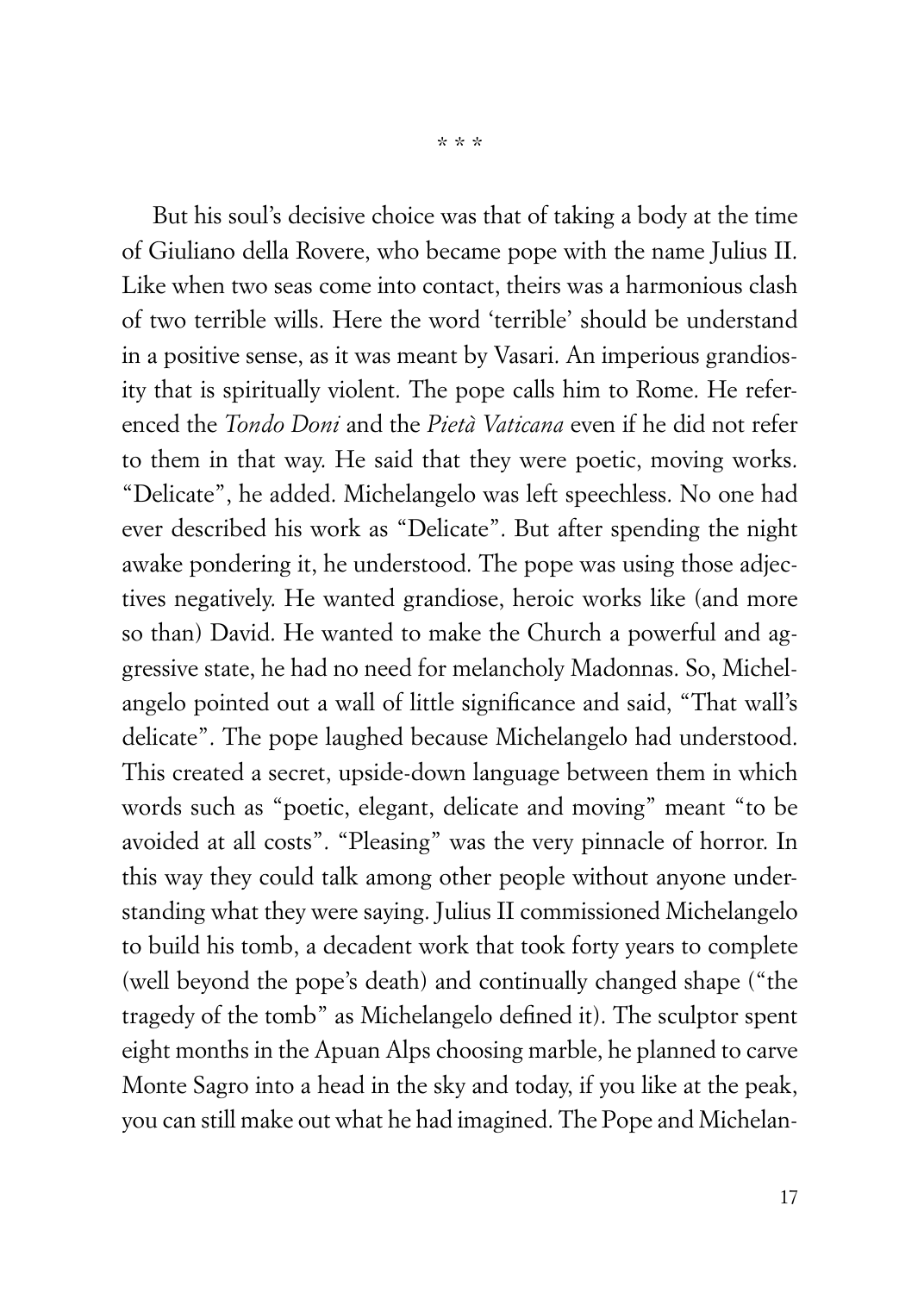\* \* \*

But his soul's decisive choice was that of taking a body at the time of Giuliano della Rovere, who became pope with the name Julius II. Like when two seas come into contact, theirs was a harmonious clash of two terrible wills. Here the word 'terrible' should be understand in a positive sense, as it was meant by Vasari. An imperious grandiosity that is spiritually violent. The pope calls him to Rome. He referenced the *Tondo Doni* and the *Pietà Vaticana* even if he did not refer to them in that way. He said that they were poetic, moving works. "Delicate", he added. Michelangelo was left speechless. No one had ever described his work as "Delicate". But after spending the night awake pondering it, he understood. The pope was using those adjectives negatively. He wanted grandiose, heroic works like (and more so than) David. He wanted to make the Church a powerful and aggressive state, he had no need for melancholy Madonnas. So, Michelangelo pointed out a wall of little significance and said, "That wall's delicate". The pope laughed because Michelangelo had understood. This created a secret, upside-down language between them in which words such as "poetic, elegant, delicate and moving" meant "to be avoided at all costs". "Pleasing" was the very pinnacle of horror. In this way they could talk among other people without anyone understanding what they were saying. Julius II commissioned Michelangelo to build his tomb, a decadent work that took forty years to complete (well beyond the pope's death) and continually changed shape ("the tragedy of the tomb" as Michelangelo defined it). The sculptor spent eight months in the Apuan Alps choosing marble, he planned to carve Monte Sagro into a head in the sky and today, if you like at the peak, you can still make out what he had imagined. The Pope and Michelan-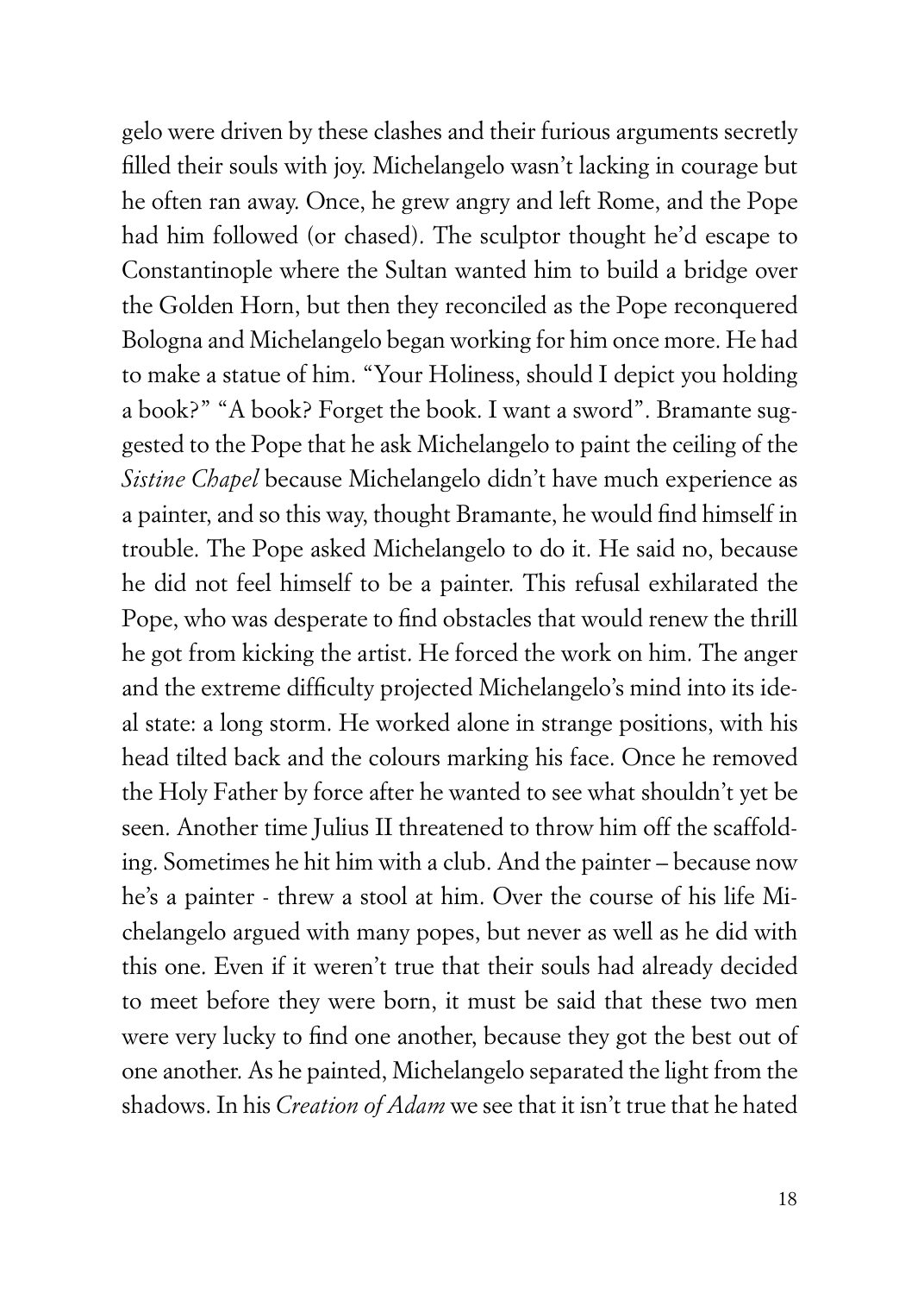gelo were driven by these clashes and their furious arguments secretly filled their souls with joy. Michelangelo wasn't lacking in courage but he often ran away. Once, he grew angry and left Rome, and the Pope had him followed (or chased). The sculptor thought he'd escape to Constantinople where the Sultan wanted him to build a bridge over the Golden Horn, but then they reconciled as the Pope reconquered Bologna and Michelangelo began working for him once more. He had to make a statue of him. "Your Holiness, should I depict you holding a book?" "A book? Forget the book. I want a sword". Bramante suggested to the Pope that he ask Michelangelo to paint the ceiling of the *Sistine Chapel* because Michelangelo didn't have much experience as a painter, and so this way, thought Bramante, he would find himself in trouble. The Pope asked Michelangelo to do it. He said no, because he did not feel himself to be a painter. This refusal exhilarated the Pope, who was desperate to find obstacles that would renew the thrill he got from kicking the artist. He forced the work on him. The anger and the extreme difficulty projected Michelangelo's mind into its ideal state: a long storm. He worked alone in strange positions, with his head tilted back and the colours marking his face. Once he removed the Holy Father by force after he wanted to see what shouldn't yet be seen. Another time Julius II threatened to throw him off the scaffolding. Sometimes he hit him with a club. And the painter – because now he's a painter - threw a stool at him. Over the course of his life Michelangelo argued with many popes, but never as well as he did with this one. Even if it weren't true that their souls had already decided to meet before they were born, it must be said that these two men were very lucky to find one another, because they got the best out of one another. As he painted, Michelangelo separated the light from the shadows. In his *Creation of Adam* we see that it isn't true that he hated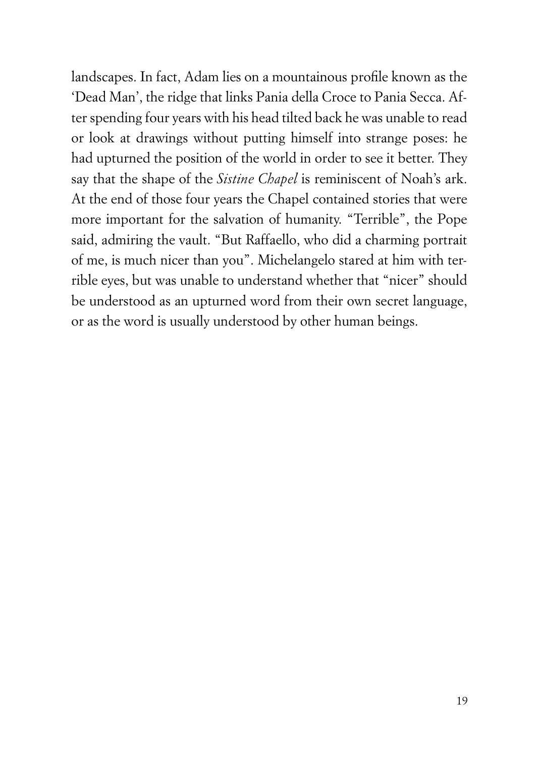landscapes. In fact, Adam lies on a mountainous profile known as the 'Dead Man', the ridge that links Pania della Croce to Pania Secca. After spending four years with his head tilted back he was unable to read or look at drawings without putting himself into strange poses: he had upturned the position of the world in order to see it better. They say that the shape of the *Sistine Chapel* is reminiscent of Noah's ark. At the end of those four years the Chapel contained stories that were more important for the salvation of humanity. "Terrible", the Pope said, admiring the vault. "But Raffaello, who did a charming portrait of me, is much nicer than you". Michelangelo stared at him with terrible eyes, but was unable to understand whether that "nicer" should be understood as an upturned word from their own secret language, or as the word is usually understood by other human beings.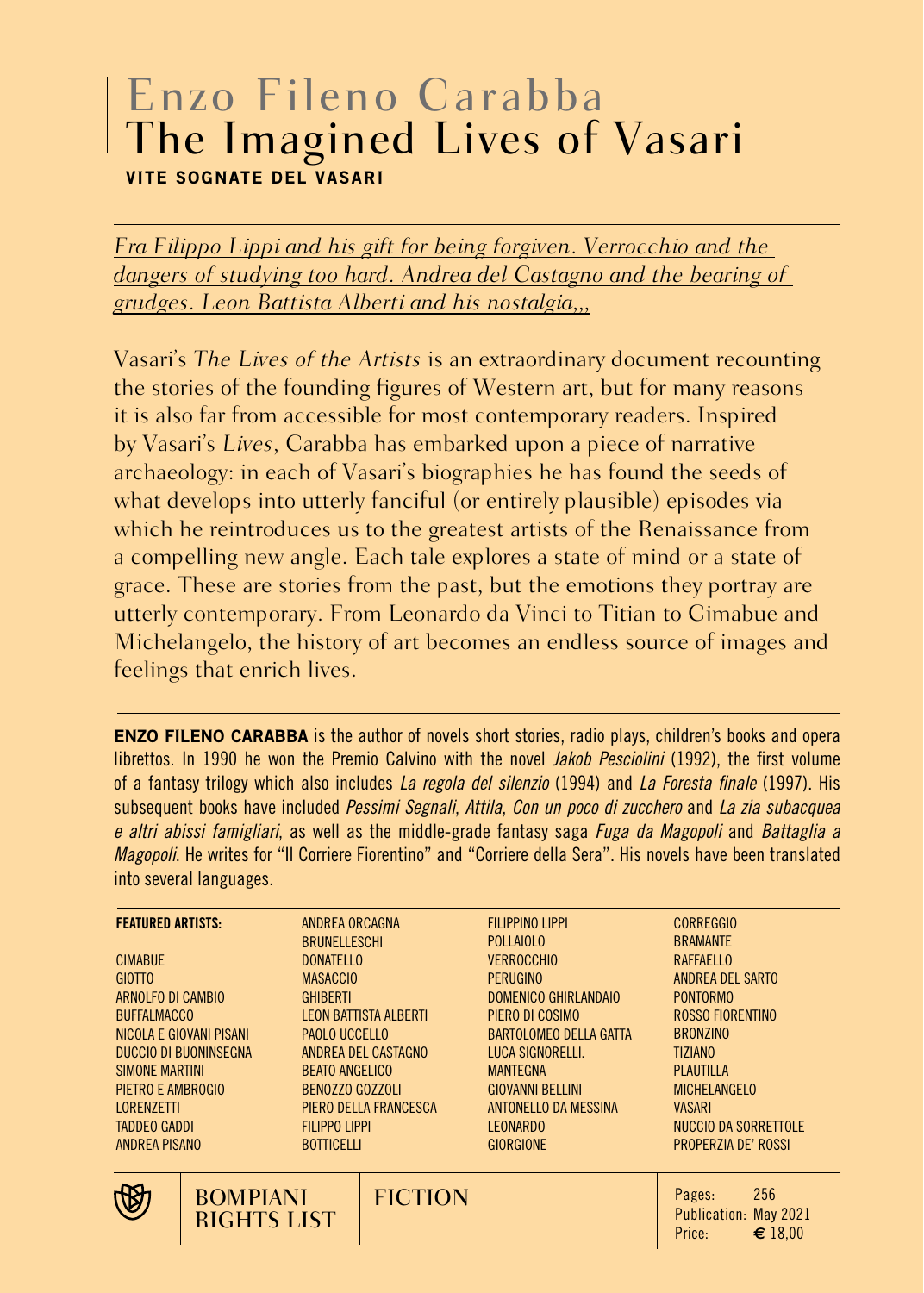# Enzo Fileno Carabba
# The Imagined Lives of Vasari

**VITE SOGNATE DEL VASARI**

*Fra Filippo Lippi and his gift for being forgiven. Verrocchio and the dangers of studying too hard. Andrea del Castagno and the bearing of grudges. Leon Battista Alberti and his nostalgia,,,*

Vasari's *The Lives of the Artists* is an extraordinary document recounting the stories of the founding figures of Western art, but for many reasons it is also far from accessible for most contemporary readers. Inspired by Vasari's *Lives*, Carabba has embarked upon a piece of narrative archaeology: in each of Vasari's biographies he has found the seeds of what develops into utterly fanciful (or entirely plausible) episodes via which he reintroduces us to the greatest artists of the Renaissance from a compelling new angle. Each tale explores a state of mind or a state of grace. These are stories from the past, but the emotions they portray are utterly contemporary. From Leonardo da Vinci to Titian to Cimabue and Michelangelo, the history of art becomes an endless source of images and feelings that enrich lives.

**ENZO FILENO CARABBA** is the author of novels short stories, radio plays, children's books and opera librettos. In 1990 he won the Premio Calvino with the novel *Jakob Pesciolini* (1992), the first volume of a fantasy trilogy which also includes *La regola del silenzio* (1994) and *La Foresta finale* (1997). His subsequent books have included *Pessimi Segnali*, *Attila*, *Con un poco di zucchero* and *La zia subacquea e altri abissi famigliari*, as well as the middle-grade fantasy saga *Fuga da Magopoli* and *Battaglia a Magopoli*. He writes for "Il Corriere Fiorentino" and "Corriere della Sera". His novels have been translated into several languages.

**FEATURED ARTISTS:**

CIMABUE
GIOTTO
ARNOLFO DI CAMBIO
BUFFALMACCO
NICOLA E GIOVANI PISANI
DUCCIO DI BUONINSEGNA
SIMONE MARTINI
PIETRO E AMBROGIO LORENZETTI
TADDEO GADDI
ANDREA PISANO
ANDREA ORCAGNA
BRUNELLESCHI
DONATELLO
MASACCIO
GHIBERTI
LEON BATTISTA ALBERTI
PAOLO UCCELLO
ANDREA DEL CASTAGNO
BEATO ANGELICO
BENOZZO GOZZOLI
PIERO DELLA FRANCESCA
FILIPPO LIPPI
BOTTICELLI
FILIPPINO LIPPI
POLLAIOLO
VERROCCHIO
PERUGINO
DOMENICO GHIRLANDAIO
PIERO DI COSIMO
BARTOLOMEO DELLA GATTA
LUCA SIGNORELLI.
MANTEGNA
GIOVANNI BELLINI
ANTONELLO DA MESSINA
LEONARDO
GIORGIONE
CORREGGIO
BRAMANTE
RAFFAELLO
ANDREA DEL SARTO
PONTORMO
ROSSO FIORENTINO
BRONZINO
TIZIANO
PLAUTILLA
MICHELANGELO
VASARI
NUCCIO DA SORRETTOLE
PROPERZIA DE' ROSSI

BOMPIANI RIGHTS LIST

FICTION

Pages: 256
Publication: May 2021
Price: € 18,00